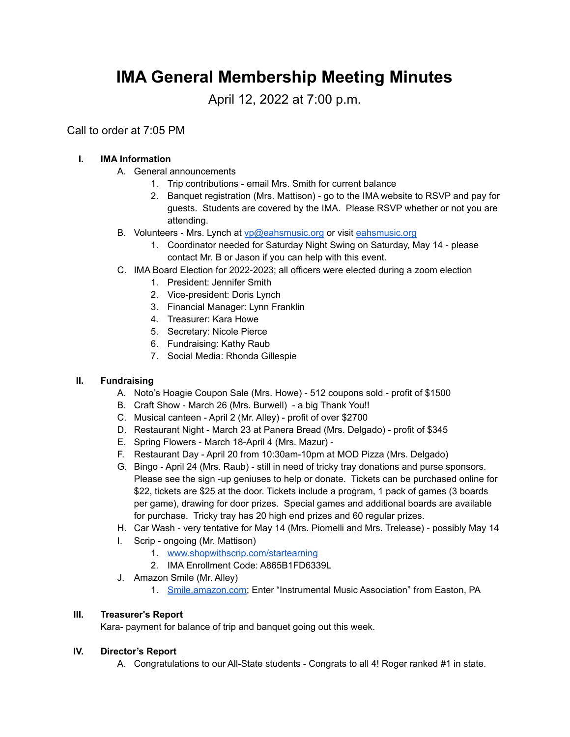# IMA General Membership Meeting Minutes

April 12, 2022 at 7:00 p.m.

Call to order at 7:05 PM

I. **IMA Information**
   A. General announcements
      1. Trip contributions - email Mrs. Smith for current balance
      2. Banquet registration (Mrs. Mattison) - go to the IMA website to RSVP and pay for guests. Students are covered by the IMA. Please RSVP whether or not you are attending.
   B. Volunteers - Mrs. Lynch at vp@eahsmusic.org or visit eahsmusic.org
      1. Coordinator needed for Saturday Night Swing on Saturday, May 14 - please contact Mr. B or Jason if you can help with this event.
   C. IMA Board Election for 2022-2023; all officers were elected during a zoom election
      1. President: Jennifer Smith
      2. Vice-president: Doris Lynch
      3. Financial Manager: Lynn Franklin
      4. Treasurer: Kara Howe
      5. Secretary: Nicole Pierce
      6. Fundraising: Kathy Raub
      7. Social Media: Rhonda Gillespie

II. **Fundraising**
   A. Noto's Hoagie Coupon Sale (Mrs. Howe) - 512 coupons sold - profit of $1500
   B. Craft Show - March 26 (Mrs. Burwell) - a big Thank You!!
   C. Musical canteen - April 2 (Mr. Alley) - profit of over $2700
   D. Restaurant Night - March 23 at Panera Bread (Mrs. Delgado) - profit of $345
   E. Spring Flowers - March 18-April 4 (Mrs. Mazur) -
   F. Restaurant Day - April 20 from 10:30am-10pm at MOD Pizza (Mrs. Delgado)
   G. Bingo - April 24 (Mrs. Raub) - still in need of tricky tray donations and purse sponsors. Please see the sign -up geniuses to help or donate. Tickets can be purchased online for $22, tickets are $25 at the door. Tickets include a program, 1 pack of games (3 boards per game), drawing for door prizes. Special games and additional boards are available for purchase. Tricky tray has 20 high end prizes and 60 regular prizes.
   H. Car Wash - very tentative for May 14 (Mrs. Piomelli and Mrs. Trelease) - possibly May 14
   I. Scrip - ongoing (Mr. Mattison)
      1. www.shopwithscrip.com/startearning
      2. IMA Enrollment Code: A865B1FD6339L
   J. Amazon Smile (Mr. Alley)
      1. Smile.amazon.com; Enter "Instrumental Music Association" from Easton, PA

III. **Treasurer's Report**
   Kara- payment for balance of trip and banquet going out this week.

IV. **Director's Report**
   A. Congratulations to our All-State students - Congrats to all 4! Roger ranked #1 in state.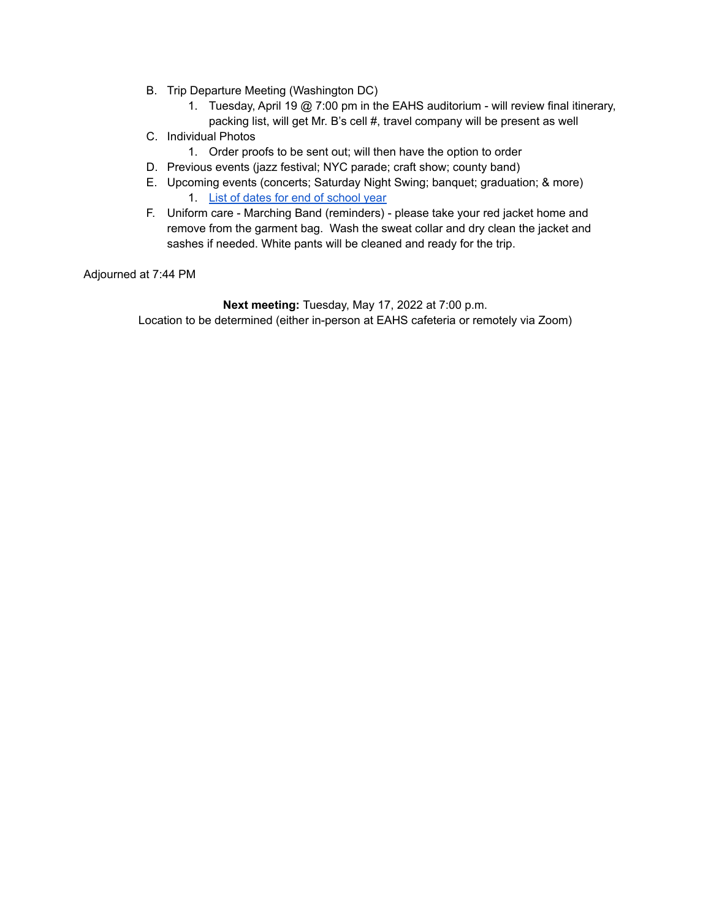B. Trip Departure Meeting (Washington DC)
    1. Tuesday, April 19 @ 7:00 pm in the EAHS auditorium - will review final itinerary, packing list, will get Mr. B's cell #, travel company will be present as well
C. Individual Photos
    1. Order proofs to be sent out; will then have the option to order
D. Previous events (jazz festival; NYC parade; craft show; county band)
E. Upcoming events (concerts; Saturday Night Swing; banquet; graduation; & more)
    1. List of dates for end of school year
F. Uniform care - Marching Band (reminders) - please take your red jacket home and remove from the garment bag. Wash the sweat collar and dry clean the jacket and sashes if needed. White pants will be cleaned and ready for the trip.

Adjourned at 7:44 PM

**Next meeting:** Tuesday, May 17, 2022 at 7:00 p.m.
Location to be determined (either in-person at EAHS cafeteria or remotely via Zoom)